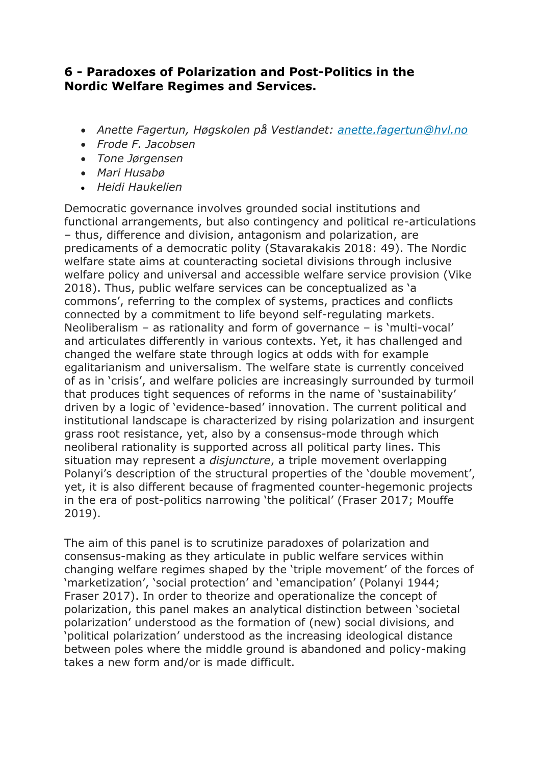## 6 - Paradoxes of Polarization and Post-Politics in the Nordic Welfare Regimes and Services.

- *Anette Fagertun, Høgskolen på Vestlandet: [anette.fagertun@hvl.no](mailto:anette.fagertun@hvl.no)*
- *Frode F. Jacobsen*
- *Tone Jørgensen*
- *Mari Husabø*
- *Heidi Haukelien*

Democratic governance involves grounded social institutions and functional arrangements, but also contingency and political re-articulations – thus, difference and division, antagonism and polarization, are predicaments of a democratic polity (Stavarakakis 2018: 49). The Nordic welfare state aims at counteracting societal divisions through inclusive welfare policy and universal and accessible welfare service provision (Vike 2018). Thus, public welfare services can be conceptualized as 'a commons', referring to the complex of systems, practices and conflicts connected by a commitment to life beyond self-regulating markets. Neoliberalism – as rationality and form of governance – is 'multi-vocal' and articulates differently in various contexts. Yet, it has challenged and changed the welfare state through logics at odds with for example egalitarianism and universalism. The welfare state is currently conceived of as in 'crisis', and welfare policies are increasingly surrounded by turmoil that produces tight sequences of reforms in the name of 'sustainability' driven by a logic of 'evidence-based' innovation. The current political and institutional landscape is characterized by rising polarization and insurgent grass root resistance, yet, also by a consensus-mode through which neoliberal rationality is supported across all political party lines. This situation may represent a *disjuncture*, a triple movement overlapping Polanyi's description of the structural properties of the 'double movement', yet, it is also different because of fragmented counter-hegemonic projects in the era of post-politics narrowing 'the political' (Fraser 2017; Mouffe 2019).

The aim of this panel is to scrutinize paradoxes of polarization and consensus-making as they articulate in public welfare services within changing welfare regimes shaped by the 'triple movement' of the forces of 'marketization', 'social protection' and 'emancipation' (Polanyi 1944; Fraser 2017). In order to theorize and operationalize the concept of polarization, this panel makes an analytical distinction between 'societal polarization' understood as the formation of (new) social divisions, and 'political polarization' understood as the increasing ideological distance between poles where the middle ground is abandoned and policy-making takes a new form and/or is made difficult.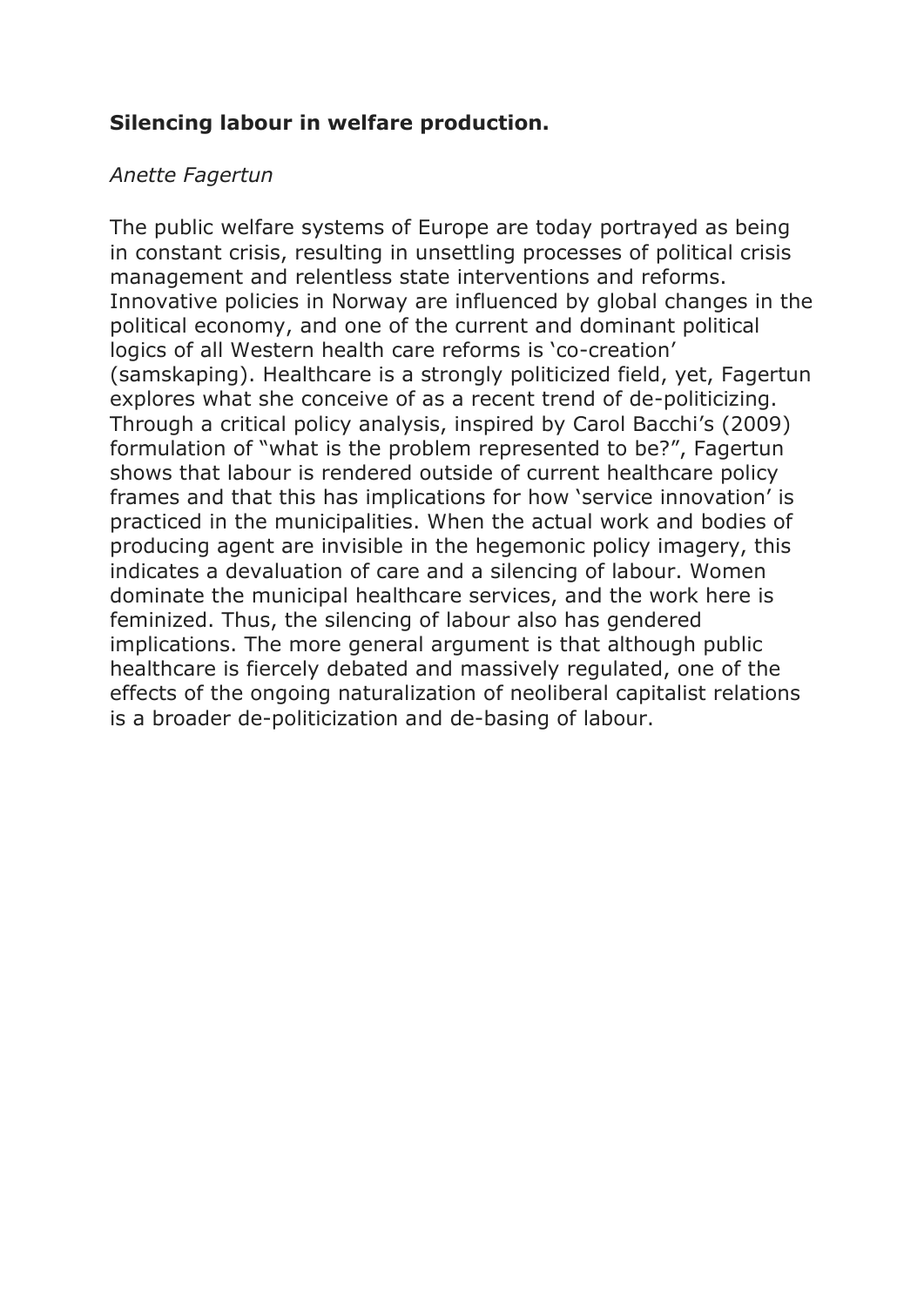**Silencing labour in welfare production.**

*Anette Fagertun*

The public welfare systems of Europe are today portrayed as being in constant crisis, resulting in unsettling processes of political crisis management and relentless state interventions and reforms. Innovative policies in Norway are influenced by global changes in the political economy, and one of the current and dominant political logics of all Western health care reforms is 'co-creation' (samskaping). Healthcare is a strongly politicized field, yet, Fagertun explores what she conceive of as a recent trend of de-politicizing. Through a critical policy analysis, inspired by Carol Bacchi's (2009) formulation of "what is the problem represented to be?", Fagertun shows that labour is rendered outside of current healthcare policy frames and that this has implications for how 'service innovation' is practiced in the municipalities. When the actual work and bodies of producing agent are invisible in the hegemonic policy imagery, this indicates a devaluation of care and a silencing of labour. Women dominate the municipal healthcare services, and the work here is feminized. Thus, the silencing of labour also has gendered implications. The more general argument is that although public healthcare is fiercely debated and massively regulated, one of the effects of the ongoing naturalization of neoliberal capitalist relations is a broader de-politicization and de-basing of labour.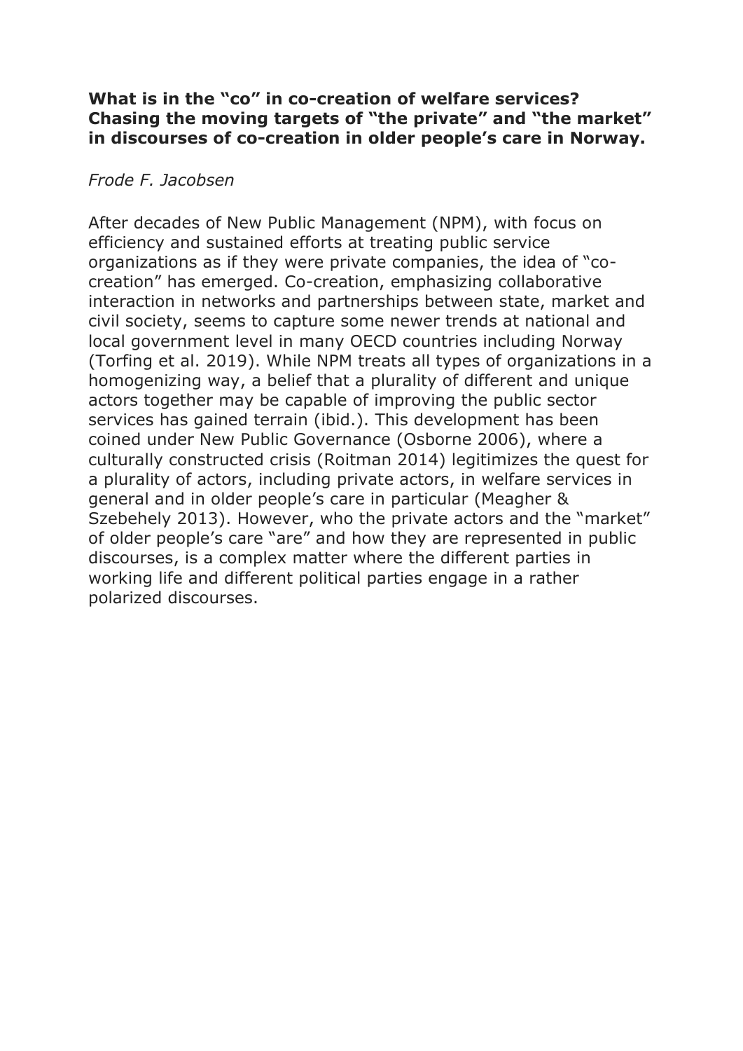**What is in the "co" in co-creation of welfare services? Chasing the moving targets of "the private" and "the market" in discourses of co-creation in older people's care in Norway.**

*Frode F. Jacobsen*

After decades of New Public Management (NPM), with focus on efficiency and sustained efforts at treating public service organizations as if they were private companies, the idea of "co-creation" has emerged. Co-creation, emphasizing collaborative interaction in networks and partnerships between state, market and civil society, seems to capture some newer trends at national and local government level in many OECD countries including Norway (Torfing et al. 2019). While NPM treats all types of organizations in a homogenizing way, a belief that a plurality of different and unique actors together may be capable of improving the public sector services has gained terrain (ibid.). This development has been coined under New Public Governance (Osborne 2006), where a culturally constructed crisis (Roitman 2014) legitimizes the quest for a plurality of actors, including private actors, in welfare services in general and in older people's care in particular (Meagher & Szebehely 2013). However, who the private actors and the "market" of older people's care "are" and how they are represented in public discourses, is a complex matter where the different parties in working life and different political parties engage in a rather polarized discourses.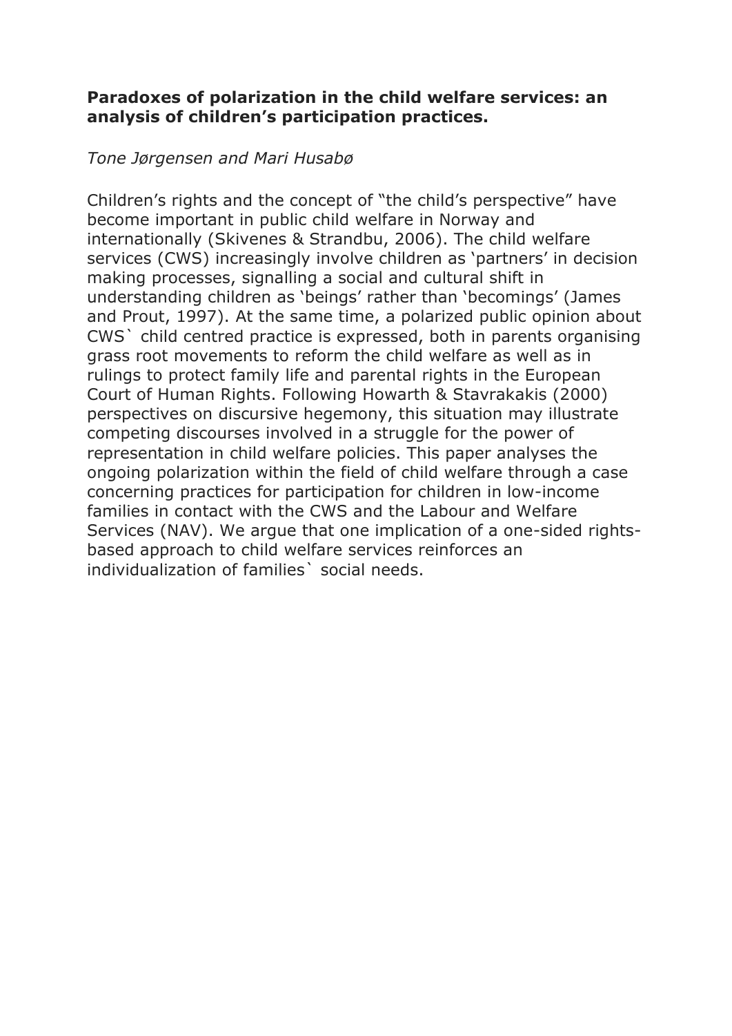**Paradoxes of polarization in the child welfare services: an analysis of children's participation practices.**

*Tone Jørgensen and Mari Husabø*

Children's rights and the concept of "the child's perspective" have become important in public child welfare in Norway and internationally (Skivenes & Strandbu, 2006). The child welfare services (CWS) increasingly involve children as 'partners' in decision making processes, signalling a social and cultural shift in understanding children as 'beings' rather than 'becomings' (James and Prout, 1997). At the same time, a polarized public opinion about CWS` child centred practice is expressed, both in parents organising grass root movements to reform the child welfare as well as in rulings to protect family life and parental rights in the European Court of Human Rights. Following Howarth & Stavrakakis (2000) perspectives on discursive hegemony, this situation may illustrate competing discourses involved in a struggle for the power of representation in child welfare policies. This paper analyses the ongoing polarization within the field of child welfare through a case concerning practices for participation for children in low-income families in contact with the CWS and the Labour and Welfare Services (NAV). We argue that one implication of a one-sided rights-based approach to child welfare services reinforces an individualization of families` social needs.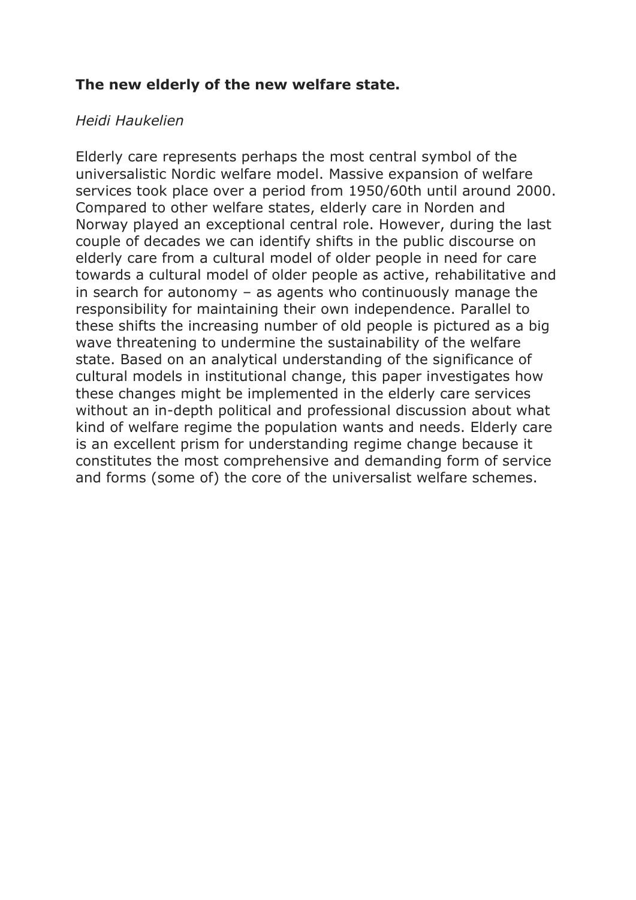**The new elderly of the new welfare state.**

*Heidi Haukelien*

Elderly care represents perhaps the most central symbol of the universalistic Nordic welfare model. Massive expansion of welfare services took place over a period from 1950/60th until around 2000. Compared to other welfare states, elderly care in Norden and Norway played an exceptional central role. However, during the last couple of decades we can identify shifts in the public discourse on elderly care from a cultural model of older people in need for care towards a cultural model of older people as active, rehabilitative and in search for autonomy – as agents who continuously manage the responsibility for maintaining their own independence. Parallel to these shifts the increasing number of old people is pictured as a big wave threatening to undermine the sustainability of the welfare state. Based on an analytical understanding of the significance of cultural models in institutional change, this paper investigates how these changes might be implemented in the elderly care services without an in-depth political and professional discussion about what kind of welfare regime the population wants and needs. Elderly care is an excellent prism for understanding regime change because it constitutes the most comprehensive and demanding form of service and forms (some of) the core of the universalist welfare schemes.